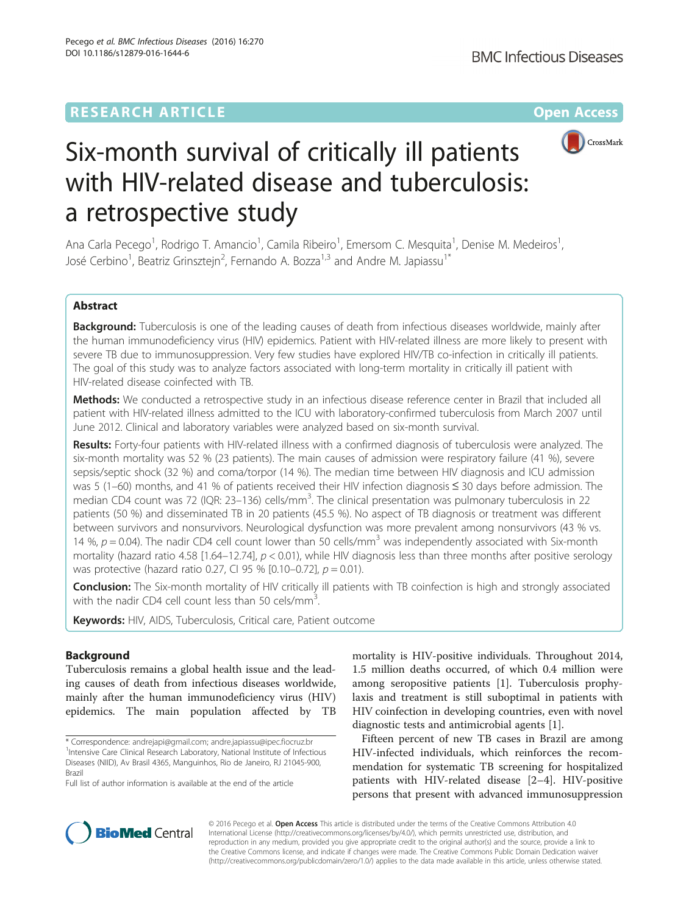RESEARCH ARTICLE

Open Access

# Six-month survival of critically ill patients with HIV-related disease and tuberculosis: a retrospective study

Ana Carla Pecego[1], Rodrigo T. Amancio[1], Camila Ribeiro[1], Emersom C. Mesquita[1], Denise M. Medeiros[1], José Cerbino[1], Beatriz Grinsztejn[2], Fernando A. Bozza[1,3] and Andre M. Japiassu[1*]

## Abstract

**Background:** Tuberculosis is one of the leading causes of death from infectious diseases worldwide, mainly after the human immunodeficiency virus (HIV) epidemics. Patient with HIV-related illness are more likely to present with severe TB due to immunosuppression. Very few studies have explored HIV/TB co-infection in critically ill patients. The goal of this study was to analyze factors associated with long-term mortality in critically ill patient with HIV-related disease coinfected with TB.

**Methods:** We conducted a retrospective study in an infectious disease reference center in Brazil that included all patient with HIV-related illness admitted to the ICU with laboratory-confirmed tuberculosis from March 2007 until June 2012. Clinical and laboratory variables were analyzed based on six-month survival.

**Results:** Forty-four patients with HIV-related illness with a confirmed diagnosis of tuberculosis were analyzed. The six-month mortality was 52 % (23 patients). The main causes of admission were respiratory failure (41 %), severe sepsis/septic shock (32 %) and coma/torpor (14 %). The median time between HIV diagnosis and ICU admission was 5 (1–60) months, and 41 % of patients received their HIV infection diagnosis ≤ 30 days before admission. The median CD4 count was 72 (IQR: 23–136) cells/mm$^3$. The clinical presentation was pulmonary tuberculosis in 22 patients (50 %) and disseminated TB in 20 patients (45.5 %). No aspect of TB diagnosis or treatment was different between survivors and nonsurvivors. Neurological dysfunction was more prevalent among nonsurvivors (43 % vs. 14 %, $p = 0.04$). The nadir CD4 cell count lower than 50 cells/mm$^3$ was independently associated with Six-month mortality (hazard ratio 4.58 [1.64–12.74], $p < 0.01$), while HIV diagnosis less than three months after positive serology was protective (hazard ratio 0.27, CI 95 % [0.10–0.72], $p = 0.01$).

**Conclusion:** The Six-month mortality of HIV critically ill patients with TB coinfection is high and strongly associated with the nadir CD4 cell count less than 50 cels/mm$^3$.

**Keywords:** HIV, AIDS, Tuberculosis, Critical care, Patient outcome

## Background

Tuberculosis remains a global health issue and the leading causes of death from infectious diseases worldwide, mainly after the human immunodeficiency virus (HIV) epidemics. The main population affected by TB mortality is HIV-positive individuals. Throughout 2014, 1.5 million deaths occurred, of which 0.4 million were among seropositive patients [1]. Tuberculosis prophylaxis and treatment is still suboptimal in patients with HIV coinfection in developing countries, even with novel diagnostic tests and antimicrobial agents [1].

Fifteen percent of new TB cases in Brazil are among HIV-infected individuals, which reinforces the recommendation for systematic TB screening for hospitalized patients with HIV-related disease [2–4]. HIV-positive persons that present with advanced immunosuppression

\* Correspondence: andrejapi@gmail.com; andre.japiassu@ipec.fiocruz.br
[1]Intensive Care Clinical Research Laboratory, National Institute of Infectious Diseases (NIID), Av Brasil 4365, Manguinhos, Rio de Janeiro, RJ 21045-900, Brazil
Full list of author information is available at the end of the article

© 2016 Pecego et al. **Open Access** This article is distributed under the terms of the Creative Commons Attribution 4.0 International License (http://creativecommons.org/licenses/by/4.0/), which permits unrestricted use, distribution, and reproduction in any medium, provided you give appropriate credit to the original author(s) and the source, provide a link to the Creative Commons license, and indicate if changes were made. The Creative Commons Public Domain Dedication waiver (http://creativecommons.org/publicdomain/zero/1.0/) applies to the data made available in this article, unless otherwise stated.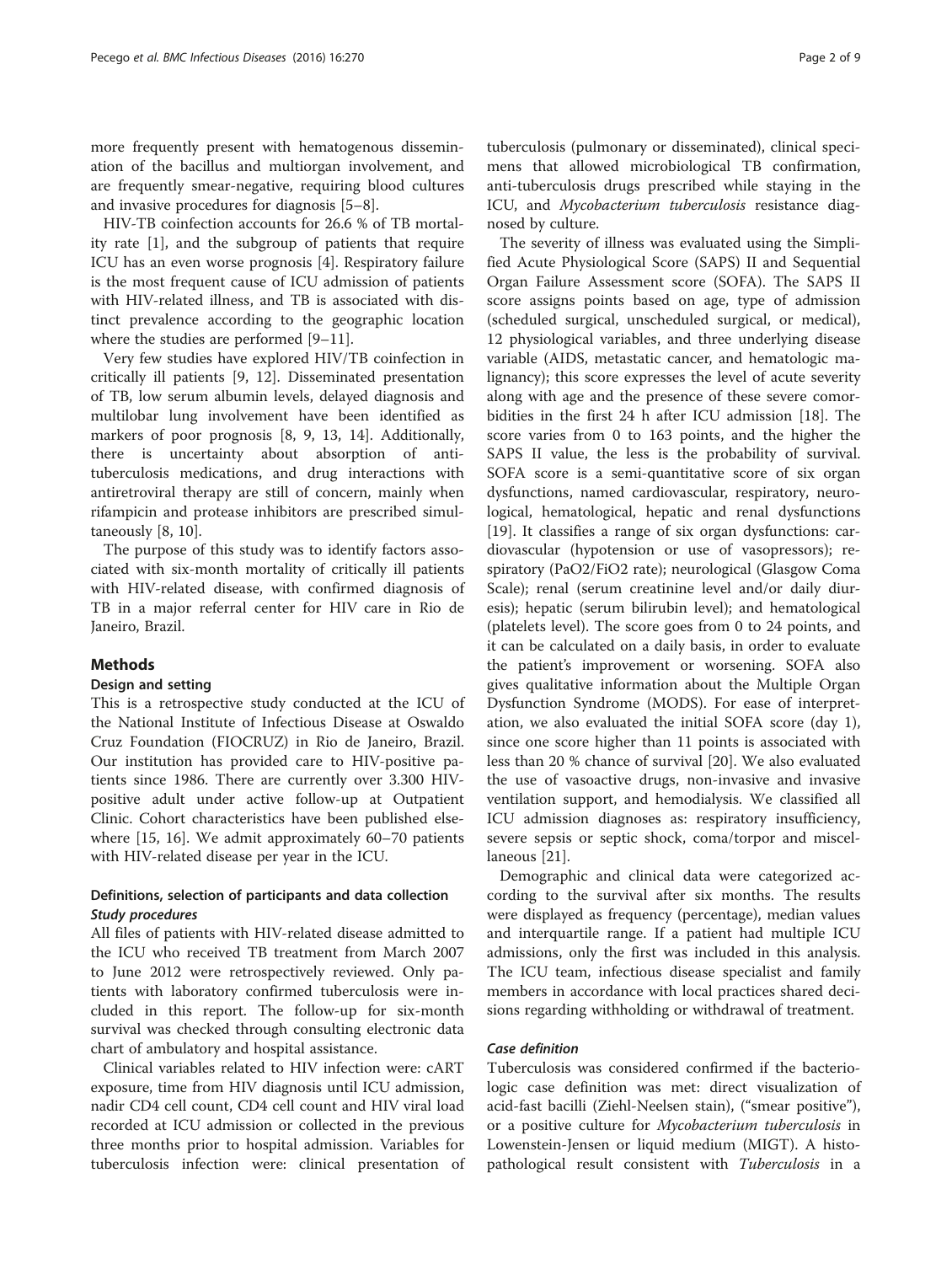more frequently present with hematogenous dissemination of the bacillus and multiorgan involvement, and are frequently smear-negative, requiring blood cultures and invasive procedures for diagnosis [5–8].

HIV-TB coinfection accounts for 26.6 % of TB mortality rate [1], and the subgroup of patients that require ICU has an even worse prognosis [4]. Respiratory failure is the most frequent cause of ICU admission of patients with HIV-related illness, and TB is associated with distinct prevalence according to the geographic location where the studies are performed [9–11].

Very few studies have explored HIV/TB coinfection in critically ill patients [9, 12]. Disseminated presentation of TB, low serum albumin levels, delayed diagnosis and multilobar lung involvement have been identified as markers of poor prognosis [8, 9, 13, 14]. Additionally, there is uncertainty about absorption of anti-tuberculosis medications, and drug interactions with antiretroviral therapy are still of concern, mainly when rifampicin and protease inhibitors are prescribed simultaneously [8, 10].

The purpose of this study was to identify factors associated with six-month mortality of critically ill patients with HIV-related disease, with confirmed diagnosis of TB in a major referral center for HIV care in Rio de Janeiro, Brazil.

## Methods

### Design and setting

This is a retrospective study conducted at the ICU of the National Institute of Infectious Disease at Oswaldo Cruz Foundation (FIOCRUZ) in Rio de Janeiro, Brazil. Our institution has provided care to HIV-positive patients since 1986. There are currently over 3.300 HIV-positive adult under active follow-up at Outpatient Clinic. Cohort characteristics have been published elsewhere [15, 16]. We admit approximately 60–70 patients with HIV-related disease per year in the ICU.

### Definitions, selection of participants and data collection

#### *Study procedures*

All files of patients with HIV-related disease admitted to the ICU who received TB treatment from March 2007 to June 2012 were retrospectively reviewed. Only patients with laboratory confirmed tuberculosis were included in this report. The follow-up for six-month survival was checked through consulting electronic data chart of ambulatory and hospital assistance.

Clinical variables related to HIV infection were: cART exposure, time from HIV diagnosis until ICU admission, nadir CD4 cell count, CD4 cell count and HIV viral load recorded at ICU admission or collected in the previous three months prior to hospital admission. Variables for tuberculosis infection were: clinical presentation of tuberculosis (pulmonary or disseminated), clinical specimens that allowed microbiological TB confirmation, anti-tuberculosis drugs prescribed while staying in the ICU, and *Mycobacterium tuberculosis* resistance diagnosed by culture.

The severity of illness was evaluated using the Simplified Acute Physiological Score (SAPS) II and Sequential Organ Failure Assessment score (SOFA). The SAPS II score assigns points based on age, type of admission (scheduled surgical, unscheduled surgical, or medical), 12 physiological variables, and three underlying disease variable (AIDS, metastatic cancer, and hematologic malignancy); this score expresses the level of acute severity along with age and the presence of these severe comorbidities in the first 24 h after ICU admission [18]. The score varies from 0 to 163 points, and the higher the SAPS II value, the less is the probability of survival. SOFA score is a semi-quantitative score of six organ dysfunctions, named cardiovascular, respiratory, neurological, hematological, hepatic and renal dysfunctions [19]. It classifies a range of six organ dysfunctions: cardiovascular (hypotension or use of vasopressors); respiratory (PaO2/FiO2 rate); neurological (Glasgow Coma Scale); renal (serum creatinine level and/or daily diuresis); hepatic (serum bilirubin level); and hematological (platelets level). The score goes from 0 to 24 points, and it can be calculated on a daily basis, in order to evaluate the patient's improvement or worsening. SOFA also gives qualitative information about the Multiple Organ Dysfunction Syndrome (MODS). For ease of interpretation, we also evaluated the initial SOFA score (day 1), since one score higher than 11 points is associated with less than 20 % chance of survival [20]. We also evaluated the use of vasoactive drugs, non-invasive and invasive ventilation support, and hemodialysis. We classified all ICU admission diagnoses as: respiratory insufficiency, severe sepsis or septic shock, coma/torpor and miscellaneous [21].

Demographic and clinical data were categorized according to the survival after six months. The results were displayed as frequency (percentage), median values and interquartile range. If a patient had multiple ICU admissions, only the first was included in this analysis. The ICU team, infectious disease specialist and family members in accordance with local practices shared decisions regarding withholding or withdrawal of treatment.

#### *Case definition*

Tuberculosis was considered confirmed if the bacteriologic case definition was met: direct visualization of acid-fast bacilli (Ziehl-Neelsen stain), ("smear positive"), or a positive culture for *Mycobacterium tuberculosis* in Lowenstein-Jensen or liquid medium (MIGT). A histopathological result consistent with *Tuberculosis* in a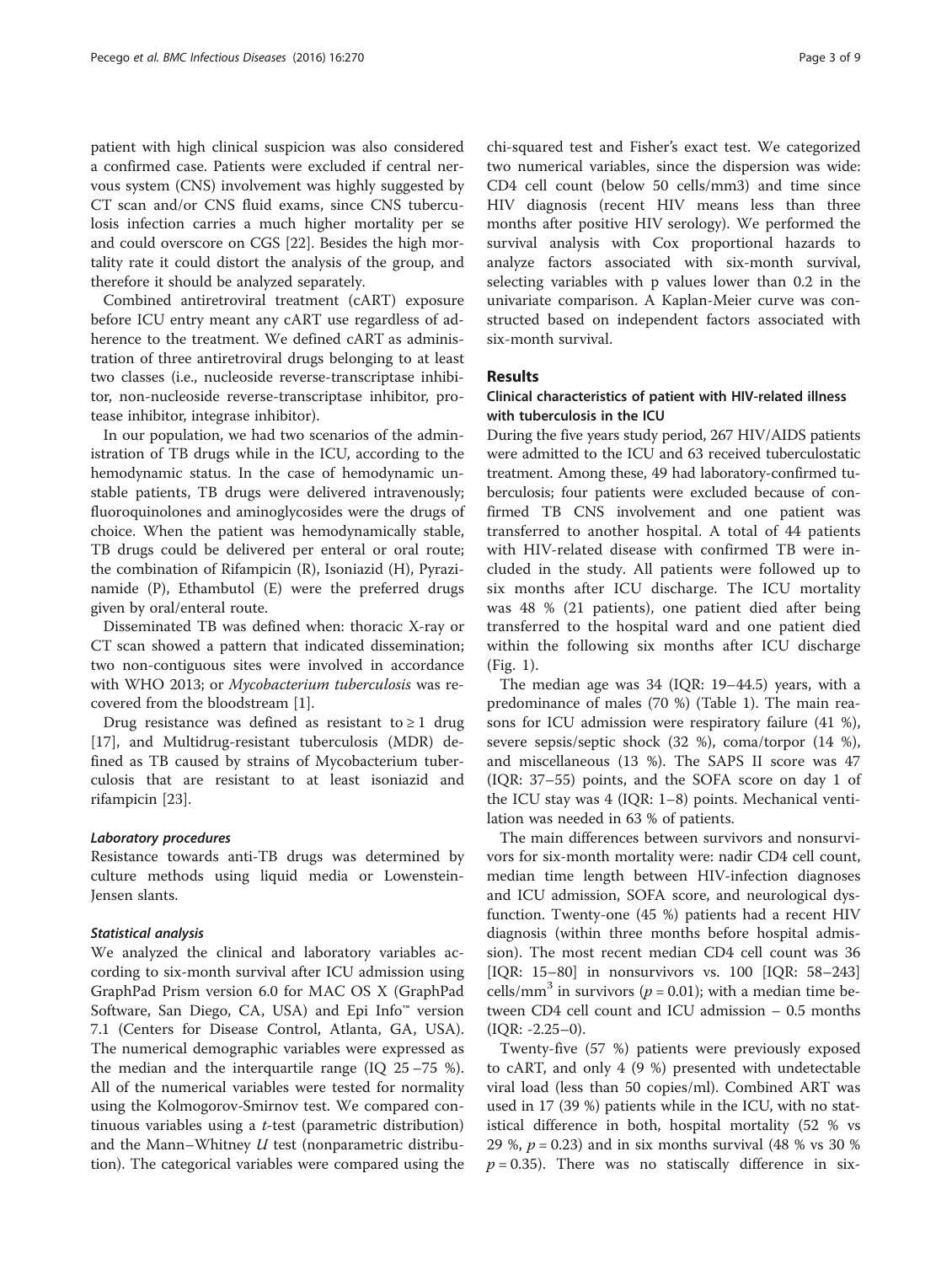patient with high clinical suspicion was also considered a confirmed case. Patients were excluded if central nervous system (CNS) involvement was highly suggested by CT scan and/or CNS fluid exams, since CNS tuberculosis infection carries a much higher mortality per se and could overscore on CGS [22]. Besides the high mortality rate it could distort the analysis of the group, and therefore it should be analyzed separately.

Combined antiretroviral treatment (cART) exposure before ICU entry meant any cART use regardless of adherence to the treatment. We defined cART as administration of three antiretroviral drugs belonging to at least two classes (i.e., nucleoside reverse-transcriptase inhibitor, non-nucleoside reverse-transcriptase inhibitor, protease inhibitor, integrase inhibitor).

In our population, we had two scenarios of the administration of TB drugs while in the ICU, according to the hemodynamic status. In the case of hemodynamic unstable patients, TB drugs were delivered intravenously; fluoroquinolones and aminoglycosides were the drugs of choice. When the patient was hemodynamically stable, TB drugs could be delivered per enteral or oral route; the combination of Rifampicin (R), Isoniazid (H), Pyrazinamide (P), Ethambutol (E) were the preferred drugs given by oral/enteral route.

Disseminated TB was defined when: thoracic X-ray or CT scan showed a pattern that indicated dissemination; two non-contiguous sites were involved in accordance with WHO 2013; or *Mycobacterium tuberculosis* was recovered from the bloodstream [1].

Drug resistance was defined as resistant to ≥ 1 drug [17], and Multidrug-resistant tuberculosis (MDR) defined as TB caused by strains of Mycobacterium tuberculosis that are resistant to at least isoniazid and rifampicin [23].

#### *Laboratory procedures*

Resistance towards anti-TB drugs was determined by culture methods using liquid media or Lowenstein-Jensen slants.

#### *Statistical analysis*

We analyzed the clinical and laboratory variables according to six-month survival after ICU admission using GraphPad Prism version 6.0 for MAC OS X (GraphPad Software, San Diego, CA, USA) and Epi Info™ version 7.1 (Centers for Disease Control, Atlanta, GA, USA). The numerical demographic variables were expressed as the median and the interquartile range (IQ 25 –75 %). All of the numerical variables were tested for normality using the Kolmogorov-Smirnov test. We compared continuous variables using a *t*-test (parametric distribution) and the Mann–Whitney *U* test (nonparametric distribution). The categorical variables were compared using the chi-squared test and Fisher's exact test. We categorized two numerical variables, since the dispersion was wide: CD4 cell count (below 50 cells/mm3) and time since HIV diagnosis (recent HIV means less than three months after positive HIV serology). We performed the survival analysis with Cox proportional hazards to analyze factors associated with six-month survival, selecting variables with p values lower than 0.2 in the univariate comparison. A Kaplan-Meier curve was constructed based on independent factors associated with six-month survival.

## Results

### Clinical characteristics of patient with HIV-related illness with tuberculosis in the ICU

During the five years study period, 267 HIV/AIDS patients were admitted to the ICU and 63 received tuberculostatic treatment. Among these, 49 had laboratory-confirmed tuberculosis; four patients were excluded because of confirmed TB CNS involvement and one patient was transferred to another hospital. A total of 44 patients with HIV-related disease with confirmed TB were included in the study. All patients were followed up to six months after ICU discharge. The ICU mortality was 48 % (21 patients), one patient died after being transferred to the hospital ward and one patient died within the following six months after ICU discharge (Fig. 1).

The median age was 34 (IQR: 19–44.5) years, with a predominance of males (70 %) (Table 1). The main reasons for ICU admission were respiratory failure (41 %), severe sepsis/septic shock (32 %), coma/torpor (14 %), and miscellaneous (13 %). The SAPS II score was 47 (IQR: 37–55) points, and the SOFA score on day 1 of the ICU stay was 4 (IQR: 1–8) points. Mechanical ventilation was needed in 63 % of patients.

The main differences between survivors and nonsurvivors for six-month mortality were: nadir CD4 cell count, median time length between HIV-infection diagnoses and ICU admission, SOFA score, and neurological dysfunction. Twenty-one (45 %) patients had a recent HIV diagnosis (within three months before hospital admission). The most recent median CD4 cell count was 36 [IQR: 15–80] in nonsurvivors vs. 100 [IQR: 58–243] cells/mm$^3$ in survivors ($p = 0.01$); with a median time between CD4 cell count and ICU admission – 0.5 months (IQR: -2.25–0).

Twenty-five (57 %) patients were previously exposed to cART, and only 4 (9 %) presented with undetectable viral load (less than 50 copies/ml). Combined ART was used in 17 (39 %) patients while in the ICU, with no statistical difference in both, hospital mortality (52 % vs 29 %, $p = 0.23$) and in six months survival (48 % vs 30 % $p = 0.35$). There was no statiscally difference in six-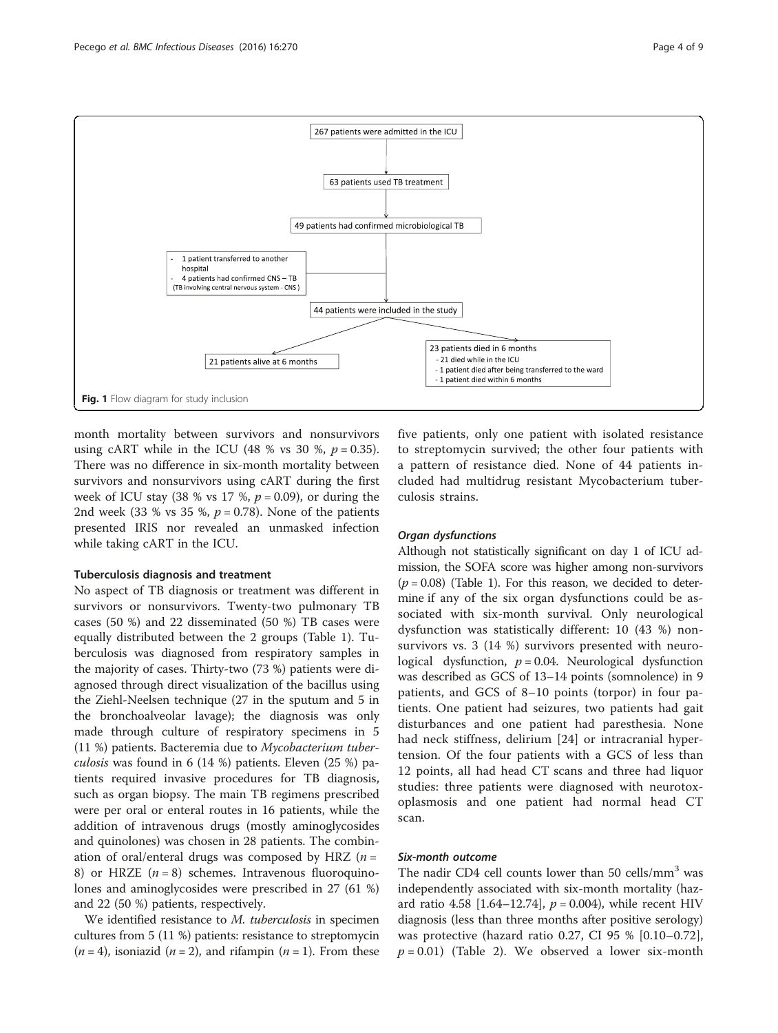267 patients were admitted in the ICU

63 patients used TB treatment

49 patients had confirmed microbiological TB

- 1 patient transferred to another hospital
- 4 patients had confirmed CNS – TB (TB involving central nervous system - CNS )

44 patients were included in the study

21 patients alive at 6 months

23 patients died in 6 months
- 21 died while in the ICU
- 1 patient died after being transferred to the ward
- 1 patient died within 6 months

**Fig. 1** Flow diagram for study inclusion

month mortality between survivors and nonsurvivors using cART while in the ICU (48 % vs 30 %, $p = 0.35$). There was no difference in six-month mortality between survivors and nonsurvivors using cART during the first week of ICU stay (38 % vs 17 %, $p = 0.09$), or during the 2nd week (33 % vs 35 %, $p = 0.78$). None of the patients presented IRIS nor revealed an unmasked infection while taking cART in the ICU.

### Tuberculosis diagnosis and treatment

No aspect of TB diagnosis or treatment was different in survivors or nonsurvivors. Twenty-two pulmonary TB cases (50 %) and 22 disseminated (50 %) TB cases were equally distributed between the 2 groups (Table 1). Tuberculosis was diagnosed from respiratory samples in the majority of cases. Thirty-two (73 %) patients were diagnosed through direct visualization of the bacillus using the Ziehl-Neelsen technique (27 in the sputum and 5 in the bronchoalveolar lavage); the diagnosis was only made through culture of respiratory specimens in 5 (11 %) patients. Bacteremia due to *Mycobacterium tuberculosis* was found in 6 (14 %) patients. Eleven (25 %) patients required invasive procedures for TB diagnosis, such as organ biopsy. The main TB regimens prescribed were per oral or enteral routes in 16 patients, while the addition of intravenous drugs (mostly aminoglycosides and quinolones) was chosen in 28 patients. The combination of oral/enteral drugs was composed by HRZ ($n = 8$) or HRZE ($n = 8$) schemes. Intravenous fluoroquinolones and aminoglycosides were prescribed in 27 (61 %) and 22 (50 %) patients, respectively.

We identified resistance to *M. tuberculosis* in specimen cultures from 5 (11 %) patients: resistance to streptomycin ($n = 4$), isoniazid ($n = 2$), and rifampin ($n = 1$). From these five patients, only one patient with isolated resistance to streptomycin survived; the other four patients with a pattern of resistance died. None of 44 patients included had multidrug resistant Mycobacterium tuberculosis strains.

#### *Organ dysfunctions*

Although not statistically significant on day 1 of ICU admission, the SOFA score was higher among non-survivors ($p = 0.08$) (Table 1). For this reason, we decided to determine if any of the six organ dysfunctions could be associated with six-month survival. Only neurological dysfunction was statistically different: 10 (43 %) non-survivors vs. 3 (14 %) survivors presented with neurological dysfunction, $p = 0.04$. Neurological dysfunction was described as GCS of 13–14 points (somnolence) in 9 patients, and GCS of 8–10 points (torpor) in four patients. One patient had seizures, two patients had gait disturbances and one patient had paresthesia. None had neck stiffness, delirium [24] or intracranial hypertension. Of the four patients with a GCS of less than 12 points, all had head CT scans and three had liquor studies: three patients were diagnosed with neurotoxoplasmosis and one patient had normal head CT scan.

#### *Six-month outcome*

The nadir CD4 cell counts lower than 50 cells/mm$^3$ was independently associated with six-month mortality (hazard ratio 4.58 [1.64–12.74], $p = 0.004$), while recent HIV diagnosis (less than three months after positive serology) was protective (hazard ratio 0.27, CI 95 % [0.10–0.72], $p = 0.01$) (Table 2). We observed a lower six-month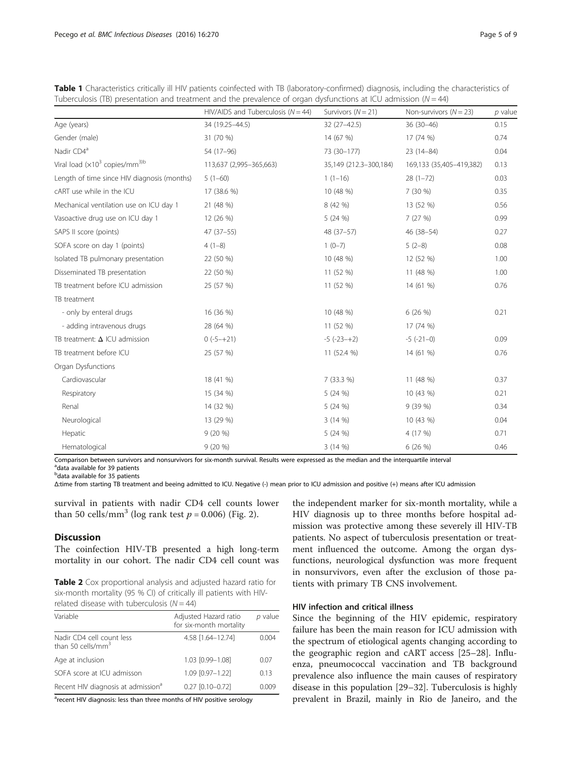**Table 1** Characteristics critically ill HIV patients coinfected with TB (laboratory-confirmed) diagnosis, including the characteristics of Tuberculosis (TB) presentation and treatment and the prevalence of organ dysfunctions at ICU admission ($N = 44$)

| | HIV/AIDS and Tuberculosis ($N = 44$) | Survivors ($N = 21$) | Non-survivors ($N = 23$) | *p* value |
|---|---|---|---|---|
| Age (years) | 34 (19.25–44.5) | 32 (27–42.5) | 36 (30–46) | 0.15 |
| Gender (male) | 31 (70 %) | 14 (67 %) | 17 (74 %) | 0.74 |
| Nadir CD4[a] | 54 (17–96) | 73 (30–177) | 23 (14–84) | 0.04 |
| Viral load ($\times 10^3$ copies/mm$^3$)[b] | 113,637 (2,995–365,663) | 35,149 (212.3–300,184) | 169,133 (35,405–419,382) | 0.13 |
| Length of time since HIV diagnosis (months) | 5 (1–60) | 1 (1–16) | 28 (1–72) | 0.03 |
| cART use while in the ICU | 17 (38.6 %) | 10 (48 %) | 7 (30 %) | 0.35 |
| Mechanical ventilation use on ICU day 1 | 21 (48 %) | 8 (42 %) | 13 (52 %) | 0.56 |
| Vasoactive drug use on ICU day 1 | 12 (26 %) | 5 (24 %) | 7 (27 %) | 0.99 |
| SAPS II score (points) | 47 (37–55) | 48 (37–57) | 46 (38–54) | 0.27 |
| SOFA score on day 1 (points) | 4 (1–8) | 1 (0–7) | 5 (2–8) | 0.08 |
| Isolated TB pulmonary presentation | 22 (50 %) | 10 (48 %) | 12 (52 %) | 1.00 |
| Disseminated TB presentation | 22 (50 %) | 11 (52 %) | 11 (48 %) | 1.00 |
| TB treatment before ICU admission | 25 (57 %) | 11 (52 %) | 14 (61 %) | 0.76 |
| TB treatment | | | | |
| - only by enteral drugs | 16 (36 %) | 10 (48 %) | 6 (26 %) | 0.21 |
| - adding intravenous drugs | 28 (64 %) | 11 (52 %) | 17 (74 %) | |
| TB treatment: Δ ICU admission | 0 (-5–+21) | -5 (-23–+2) | -5 (-21–0) | 0.09 |
| TB treatment before ICU | 25 (57 %) | 11 (52.4 %) | 14 (61 %) | 0.76 |
| Organ Dysfunctions | | | | |
| Cardiovascular | 18 (41 %) | 7 (33.3 %) | 11 (48 %) | 0.37 |
| Respiratory | 15 (34 %) | 5 (24 %) | 10 (43 %) | 0.21 |
| Renal | 14 (32 %) | 5 (24 %) | 9 (39 %) | 0.34 |
| Neurological | 13 (29 %) | 3 (14 %) | 10 (43 %) | 0.04 |
| Hepatic | 9 (20 %) | 5 (24 %) | 4 (17 %) | 0.71 |
| Hematological | 9 (20 %) | 3 (14 %) | 6 (26 %) | 0.46 |

Comparison between survivors and nonsurvivors for six-month survival. Results were expressed as the median and the interquartile interval

[a] data available for 39 patients

[b] data available for 35 patients

Δ:time from starting TB treatment and beeing admitted to ICU. Negative (-) mean prior to ICU admission and positive (+) means after ICU admission

survival in patients with nadir CD4 cell counts lower than 50 cells/mm$^3$ (log rank test $p = 0.006$) (Fig. 2).

## Discussion

The coinfection HIV-TB presented a high long-term mortality in our cohort. The nadir CD4 cell count was the independent marker for six-month mortality, while a HIV diagnosis up to three months before hospital admission was protective among these severely ill HIV-TB patients. No aspect of tuberculosis presentation or treatment influenced the outcome. Among the organ dysfunctions, neurological dysfunction was more frequent in nonsurvivors, even after the exclusion of those patients with primary TB CNS involvement.

**Table 2** Cox proportional analysis and adjusted hazard ratio for six-month mortality (95 % CI) of critically ill patients with HIV-related disease with tuberculosis ($N = 44$)

| Variable | Adjusted Hazard ratio for six-month mortality | *p* value |
|---|---|---|
| Nadir CD4 cell count less than 50 cells/mm$^3$ | 4.58 [1.64–12.74] | 0.004 |
| Age at inclusion | 1.03 [0.99–1.08] | 0.07 |
| SOFA score at ICU admisson | 1.09 [0.97–1.22] | 0.13 |
| Recent HIV diagnosis at admission[a] | 0.27 [0.10–0.72] | 0.009 |

[a] recent HIV diagnosis: less than three months of HIV positive serology

### HIV infection and critical illness

Since the beginning of the HIV epidemic, respiratory failure has been the main reason for ICU admission with the spectrum of etiological agents changing according to the geographic region and cART access [25–28]. Influenza, pneumococcal vaccination and TB background prevalence also influence the main causes of respiratory disease in this population [29–32]. Tuberculosis is highly prevalent in Brazil, mainly in Rio de Janeiro, and the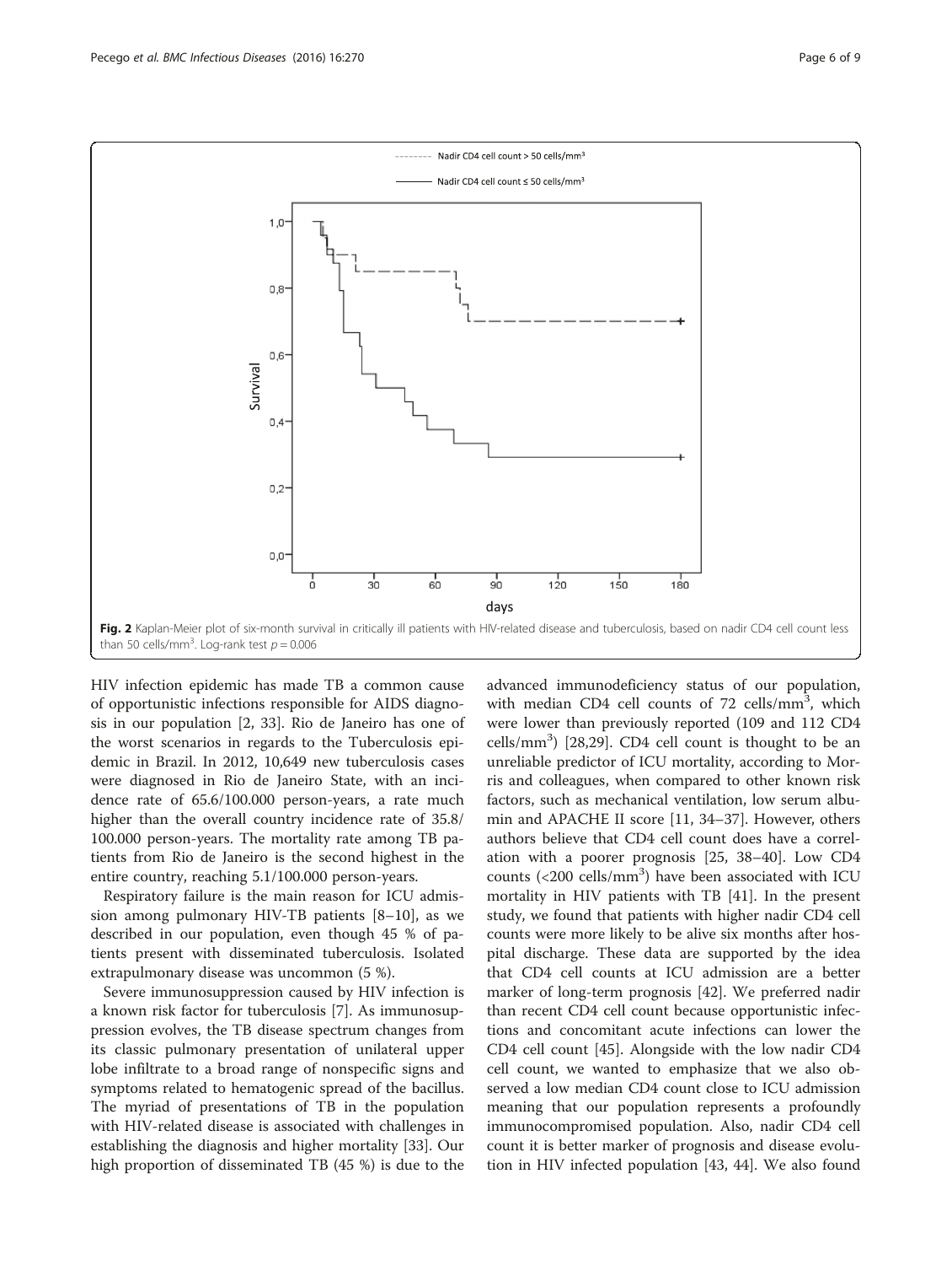Fig. 2 Kaplan-Meier plot of six-month survival in critically ill patients with HIV-related disease and tuberculosis, based on nadir CD4 cell count less than 50 cells/mm$^3$. Log-rank test $p = 0.006$

HIV infection epidemic has made TB a common cause of opportunistic infections responsible for AIDS diagnosis in our population [2, 33]. Rio de Janeiro has one of the worst scenarios in regards to the Tuberculosis epidemic in Brazil. In 2012, 10,649 new tuberculosis cases were diagnosed in Rio de Janeiro State, with an incidence rate of 65.6/100.000 person-years, a rate much higher than the overall country incidence rate of 35.8/100.000 person-years. The mortality rate among TB patients from Rio de Janeiro is the second highest in the entire country, reaching 5.1/100.000 person-years.

Respiratory failure is the main reason for ICU admission among pulmonary HIV-TB patients [8–10], as we described in our population, even though 45 % of patients present with disseminated tuberculosis. Isolated extrapulmonary disease was uncommon (5 %).

Severe immunosuppression caused by HIV infection is a known risk factor for tuberculosis [7]. As immunosuppression evolves, the TB disease spectrum changes from its classic pulmonary presentation of unilateral upper lobe infiltrate to a broad range of nonspecific signs and symptoms related to hematogenic spread of the bacillus. The myriad of presentations of TB in the population with HIV-related disease is associated with challenges in establishing the diagnosis and higher mortality [33]. Our high proportion of disseminated TB (45 %) is due to the advanced immunodeficiency status of our population, with median CD4 cell counts of 72 cells/mm$^3$, which were lower than previously reported (109 and 112 CD4 cells/mm$^3$) [28,29]. CD4 cell count is thought to be an unreliable predictor of ICU mortality, according to Morris and colleagues, when compared to other known risk factors, such as mechanical ventilation, low serum albumin and APACHE II score [11, 34–37]. However, others authors believe that CD4 cell count does have a correlation with a poorer prognosis [25, 38–40]. Low CD4 counts (<200 cells/mm$^3$) have been associated with ICU mortality in HIV patients with TB [41]. In the present study, we found that patients with higher nadir CD4 cell counts were more likely to be alive six months after hospital discharge. These data are supported by the idea that CD4 cell counts at ICU admission are a better marker of long-term prognosis [42]. We preferred nadir than recent CD4 cell count because opportunistic infections and concomitant acute infections can lower the CD4 cell count [45]. Alongside with the low nadir CD4 cell count, we wanted to emphasize that we also observed a low median CD4 count close to ICU admission meaning that our population represents a profoundly immunocompromised population. Also, nadir CD4 cell count it is better marker of prognosis and disease evolution in HIV infected population [43, 44]. We also found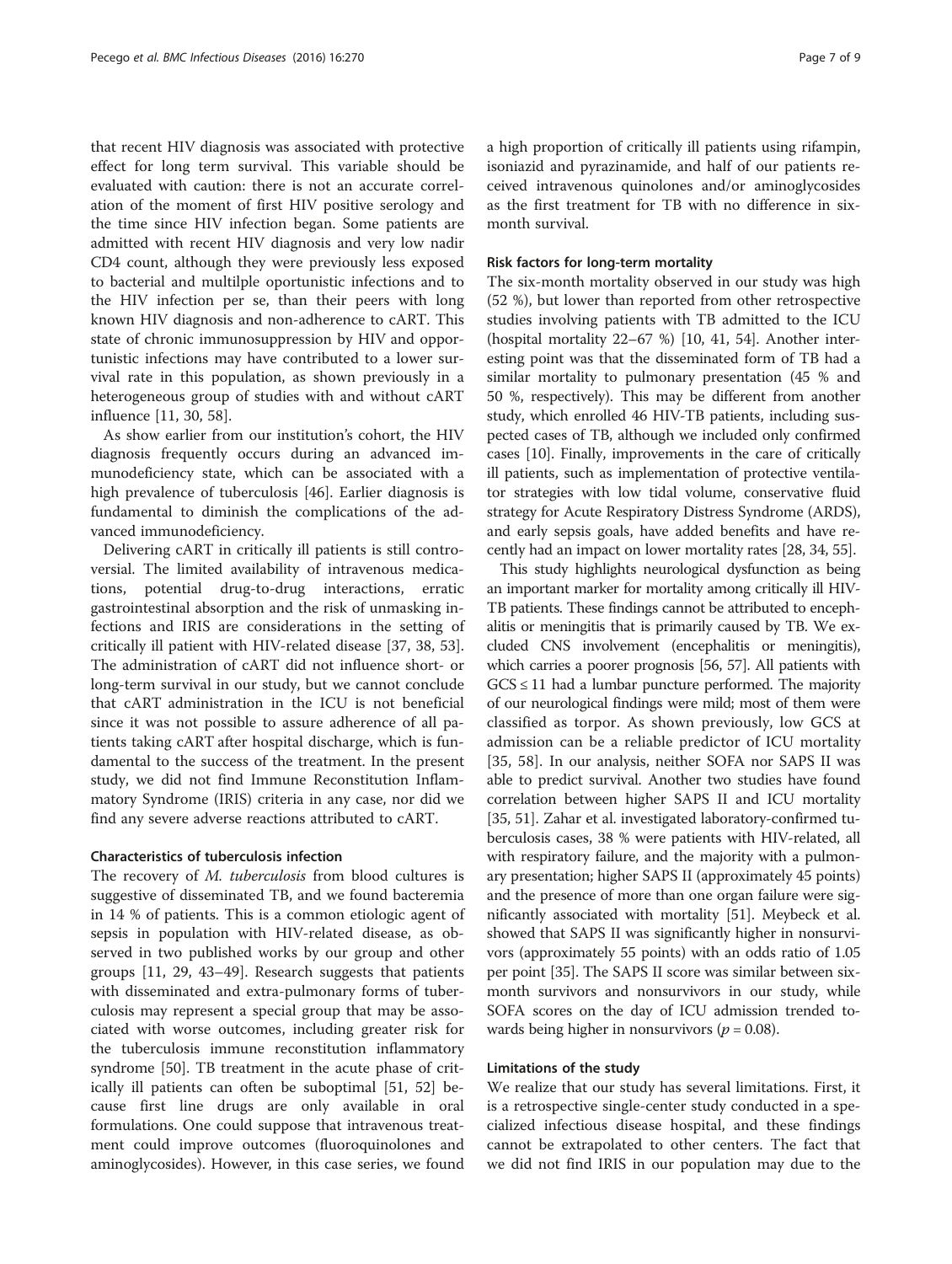that recent HIV diagnosis was associated with protective effect for long term survival. This variable should be evaluated with caution: there is not an accurate correlation of the moment of first HIV positive serology and the time since HIV infection began. Some patients are admitted with recent HIV diagnosis and very low nadir CD4 count, although they were previously less exposed to bacterial and multilple oportunistic infections and to the HIV infection per se, than their peers with long known HIV diagnosis and non-adherence to cART. This state of chronic immunosuppression by HIV and opportunistic infections may have contributed to a lower survival rate in this population, as shown previously in a heterogeneous group of studies with and without cART influence [11, 30, 58].

As show earlier from our institution's cohort, the HIV diagnosis frequently occurs during an advanced immunodeficiency state, which can be associated with a high prevalence of tuberculosis [46]. Earlier diagnosis is fundamental to diminish the complications of the advanced immunodeficiency.

Delivering cART in critically ill patients is still controversial. The limited availability of intravenous medications, potential drug-to-drug interactions, erratic gastrointestinal absorption and the risk of unmasking infections and IRIS are considerations in the setting of critically ill patient with HIV-related disease [37, 38, 53]. The administration of cART did not influence short- or long-term survival in our study, but we cannot conclude that cART administration in the ICU is not beneficial since it was not possible to assure adherence of all patients taking cART after hospital discharge, which is fundamental to the success of the treatment. In the present study, we did not find Immune Reconstitution Inflammatory Syndrome (IRIS) criteria in any case, nor did we find any severe adverse reactions attributed to cART.

### Characteristics of tuberculosis infection

The recovery of *M. tuberculosis* from blood cultures is suggestive of disseminated TB, and we found bacteremia in 14 % of patients. This is a common etiologic agent of sepsis in population with HIV-related disease, as observed in two published works by our group and other groups [11, 29, 43–49]. Research suggests that patients with disseminated and extra-pulmonary forms of tuberculosis may represent a special group that may be associated with worse outcomes, including greater risk for the tuberculosis immune reconstitution inflammatory syndrome [50]. TB treatment in the acute phase of critically ill patients can often be suboptimal [51, 52] because first line drugs are only available in oral formulations. One could suppose that intravenous treatment could improve outcomes (fluoroquinolones and aminoglycosides). However, in this case series, we found a high proportion of critically ill patients using rifampin, isoniazid and pyrazinamide, and half of our patients received intravenous quinolones and/or aminoglycosides as the first treatment for TB with no difference in six-month survival.

### Risk factors for long-term mortality

The six-month mortality observed in our study was high (52 %), but lower than reported from other retrospective studies involving patients with TB admitted to the ICU (hospital mortality 22–67 %) [10, 41, 54]. Another interesting point was that the disseminated form of TB had a similar mortality to pulmonary presentation (45 % and 50 %, respectively). This may be different from another study, which enrolled 46 HIV-TB patients, including suspected cases of TB, although we included only confirmed cases [10]. Finally, improvements in the care of critically ill patients, such as implementation of protective ventilator strategies with low tidal volume, conservative fluid strategy for Acute Respiratory Distress Syndrome (ARDS), and early sepsis goals, have added benefits and have recently had an impact on lower mortality rates [28, 34, 55].

This study highlights neurological dysfunction as being an important marker for mortality among critically ill HIV-TB patients. These findings cannot be attributed to encephalitis or meningitis that is primarily caused by TB. We excluded CNS involvement (encephalitis or meningitis), which carries a poorer prognosis [56, 57]. All patients with GCS ≤ 11 had a lumbar puncture performed. The majority of our neurological findings were mild; most of them were classified as torpor. As shown previously, low GCS at admission can be a reliable predictor of ICU mortality [35, 58]. In our analysis, neither SOFA nor SAPS II was able to predict survival. Another two studies have found correlation between higher SAPS II and ICU mortality [35, 51]. Zahar et al. investigated laboratory-confirmed tuberculosis cases, 38 % were patients with HIV-related, all with respiratory failure, and the majority with a pulmonary presentation; higher SAPS II (approximately 45 points) and the presence of more than one organ failure were significantly associated with mortality [51]. Meybeck et al. showed that SAPS II was significantly higher in nonsurvivors (approximately 55 points) with an odds ratio of 1.05 per point [35]. The SAPS II score was similar between six-month survivors and nonsurvivors in our study, while SOFA scores on the day of ICU admission trended towards being higher in nonsurvivors ($p = 0.08$).

### Limitations of the study

We realize that our study has several limitations. First, it is a retrospective single-center study conducted in a specialized infectious disease hospital, and these findings cannot be extrapolated to other centers. The fact that we did not find IRIS in our population may due to the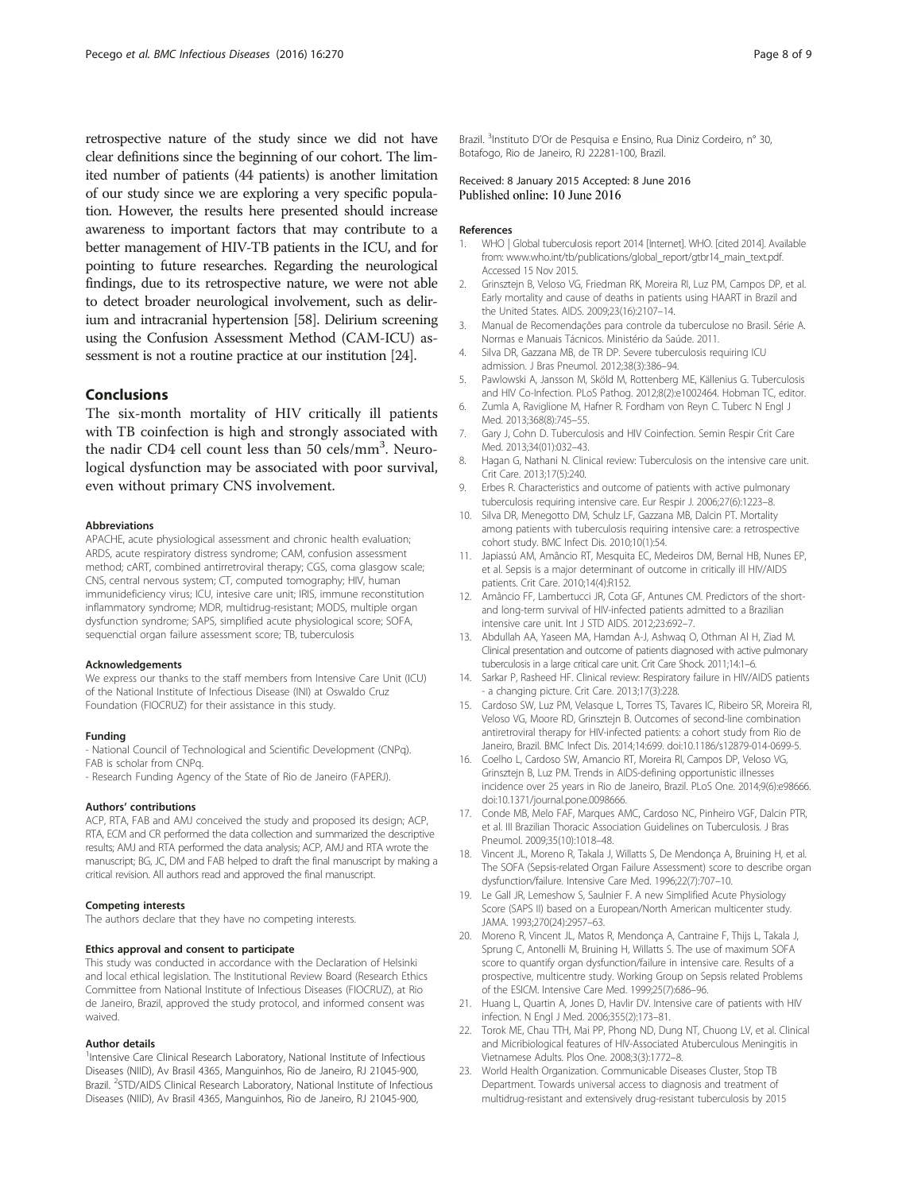retrospective nature of the study since we did not have clear definitions since the beginning of our cohort. The limited number of patients (44 patients) is another limitation of our study since we are exploring a very specific population. However, the results here presented should increase awareness to important factors that may contribute to a better management of HIV-TB patients in the ICU, and for pointing to future researches. Regarding the neurological findings, due to its retrospective nature, we were not able to detect broader neurological involvement, such as delirium and intracranial hypertension [58]. Delirium screening using the Confusion Assessment Method (CAM-ICU) assessment is not a routine practice at our institution [24].

## Conclusions

The six-month mortality of HIV critically ill patients with TB coinfection is high and strongly associated with the nadir CD4 cell count less than 50 cels/mm$^3$. Neurological dysfunction may be associated with poor survival, even without primary CNS involvement.

#### Abbreviations

APACHE, acute physiological assessment and chronic health evaluation; ARDS, acute respiratory distress syndrome; CAM, confusion assessment method; cART, combined antirretroviral therapy; CGS, coma glasgow scale; CNS, central nervous system; CT, computed tomography; HIV, human immunideficiency virus; ICU, intesive care unit; IRIS, immune reconstitution inflammatory syndrome; MDR, multidrug-resistant; MODS, multiple organ dysfunction syndrome; SAPS, simplified acute physiological score; SOFA, sequenctial organ failure assessment score; TB, tuberculosis

#### Acknowledgements

We express our thanks to the staff members from Intensive Care Unit (ICU) of the National Institute of Infectious Disease (INI) at Oswaldo Cruz Foundation (FIOCRUZ) for their assistance in this study.

#### Funding

- National Council of Technological and Scientific Development (CNPq). FAB is scholar from CNPq.
- Research Funding Agency of the State of Rio de Janeiro (FAPERJ).

#### Authors' contributions

ACP, RTA, FAB and AMJ conceived the study and proposed its design; ACP, RTA, ECM and CR performed the data collection and summarized the descriptive results; AMJ and RTA performed the data analysis; ACP, AMJ and RTA wrote the manuscript; BG, JC, DM and FAB helped to draft the final manuscript by making a critical revision. All authors read and approved the final manuscript.

#### Competing interests

The authors declare that they have no competing interests.

#### Ethics approval and consent to participate

This study was conducted in accordance with the Declaration of Helsinki and local ethical legislation. The Institutional Review Board (Research Ethics Committee from National Institute of Infectious Diseases (FIOCRUZ), at Rio de Janeiro, Brazil, approved the study protocol, and informed consent was waived.

#### Author details

[1]Intensive Care Clinical Research Laboratory, National Institute of Infectious Diseases (NIID), Av Brasil 4365, Manguinhos, Rio de Janeiro, RJ 21045-900, Brazil. [2]STD/AIDS Clinical Research Laboratory, National Institute of Infectious Diseases (NIID), Av Brasil 4365, Manguinhos, Rio de Janeiro, RJ 21045-900, Brazil. [3]Instituto D'Or de Pesquisa e Ensino, Rua Diniz Cordeiro, n° 30, Botafogo, Rio de Janeiro, RJ 22281-100, Brazil.

Received: 8 January 2015 Accepted: 8 June 2016
Published online: 10 June 2016

#### References

1. WHO | Global tuberculosis report 2014 [Internet]. WHO. [cited 2014]. Available from: www.who.int/tb/publications/global_report/gtbr14_main_text.pdf. Accessed 15 Nov 2015.
2. Grinsztejn B, Veloso VG, Friedman RK, Moreira RI, Luz PM, Campos DP, et al. Early mortality and cause of deaths in patients using HAART in Brazil and the United States. AIDS. 2009;23(16):2107–14.
3. Manual de Recomendações para controle da tuberculose no Brasil. Série A. Normas e Manuais Técnicos. Ministério da Saúde. 2011.
4. Silva DR, Gazzana MB, de TR DP. Severe tuberculosis requiring ICU admission. J Bras Pneumol. 2012;38(3):386–94.
5. Pawlowski A, Jansson M, Sköld M, Rottenberg ME, Källenius G. Tuberculosis and HIV Co-Infection. PLoS Pathog. 2012;8(2):e1002464. Hobman TC, editor.
6. Zumla A, Raviglione M, Hafner R. Fordham von Reyn C. Tuberc N Engl J Med. 2013;368(8):745–55.
7. Gary J, Cohn D. Tuberculosis and HIV Coinfection. Semin Respir Crit Care Med. 2013;34(01):032–43.
8. Hagan G, Nathani N. Clinical review: Tuberculosis on the intensive care unit. Crit Care. 2013;17(5):240.
9. Erbes R. Characteristics and outcome of patients with active pulmonary tuberculosis requiring intensive care. Eur Respir J. 2006;27(6):1223–8.
10. Silva DR, Menegotto DM, Schulz LF, Gazzana MB, Dalcin PT. Mortality among patients with tuberculosis requiring intensive care: a retrospective cohort study. BMC Infect Dis. 2010;10(1):54.
11. Japiassú AM, Amâncio RT, Mesquita EC, Medeiros DM, Bernal HB, Nunes EP, et al. Sepsis is a major determinant of outcome in critically ill HIV/AIDS patients. Crit Care. 2010;14(4):R152.
12. Amâncio FF, Lambertucci JR, Cota GF, Antunes CM. Predictors of the short- and long-term survival of HIV-infected patients admitted to a Brazilian intensive care unit. Int J STD AIDS. 2012;23:692–7.
13. Abdullah AA, Yaseen MA, Hamdan A-J, Ashwaq O, Othman Al H, Ziad M. Clinical presentation and outcome of patients diagnosed with active pulmonary tuberculosis in a large critical care unit. Crit Care Shock. 2011;14:1–6.
14. Sarkar P, Rasheed HF. Clinical review: Respiratory failure in HIV/AIDS patients - a changing picture. Crit Care. 2013;17(3):228.
15. Cardoso SW, Luz PM, Velasque L, Torres TS, Tavares IC, Ribeiro SR, Moreira RI, Veloso VG, Moore RD, Grinsztejn B. Outcomes of second-line combination antiretroviral therapy for HIV-infected patients: a cohort study from Rio de Janeiro, Brazil. BMC Infect Dis. 2014;14:699. doi:10.1186/s12879-014-0699-5.
16. Coelho L, Cardoso SW, Amancio RT, Moreira RI, Campos DP, Veloso VG, Grinsztejn B, Luz PM. Trends in AIDS-defining opportunistic illnesses incidence over 25 years in Rio de Janeiro, Brazil. PLoS One. 2014;9(6):e98666. doi:10.1371/journal.pone.0098666.
17. Conde MB, Melo FAF, Marques AMC, Cardoso NC, Pinheiro VGF, Dalcin PTR, et al. III Brazilian Thoracic Association Guidelines on Tuberculosis. J Bras Pneumol. 2009;35(10):1018–48.
18. Vincent JL, Moreno R, Takala J, Willatts S, De Mendonça A, Bruining H, et al. The SOFA (Sepsis-related Organ Failure Assessment) score to describe organ dysfunction/failure. Intensive Care Med. 1996;22(7):707–10.
19. Le Gall JR, Lemeshow S, Saulnier F. A new Simplified Acute Physiology Score (SAPS II) based on a European/North American multicenter study. JAMA. 1993;270(24):2957–63.
20. Moreno R, Vincent JL, Matos R, Mendonça A, Cantraine F, Thijs L, Takala J, Sprung C, Antonelli M, Bruining H, Willatts S. The use of maximum SOFA score to quantify organ dysfunction/failure in intensive care. Results of a prospective, multicentre study. Working Group on Sepsis related Problems of the ESICM. Intensive Care Med. 1999;25(7):686–96.
21. Huang L, Quartin A, Jones D, Havlir DV. Intensive care of patients with HIV infection. N Engl J Med. 2006;355(2):173–81.
22. Torok ME, Chau TTH, Mai PP, Phong ND, Dung NT, Chuong LV, et al. Clinical and Micribiological features of HIV-Associated Atuberculous Meningitis in Vietnamese Adults. Plos One. 2008;3(3):1772–8.
23. World Health Organization. Communicable Diseases Cluster, Stop TB Department. Towards universal access to diagnosis and treatment of multidrug-resistant and extensively drug-resistant tuberculosis by 2015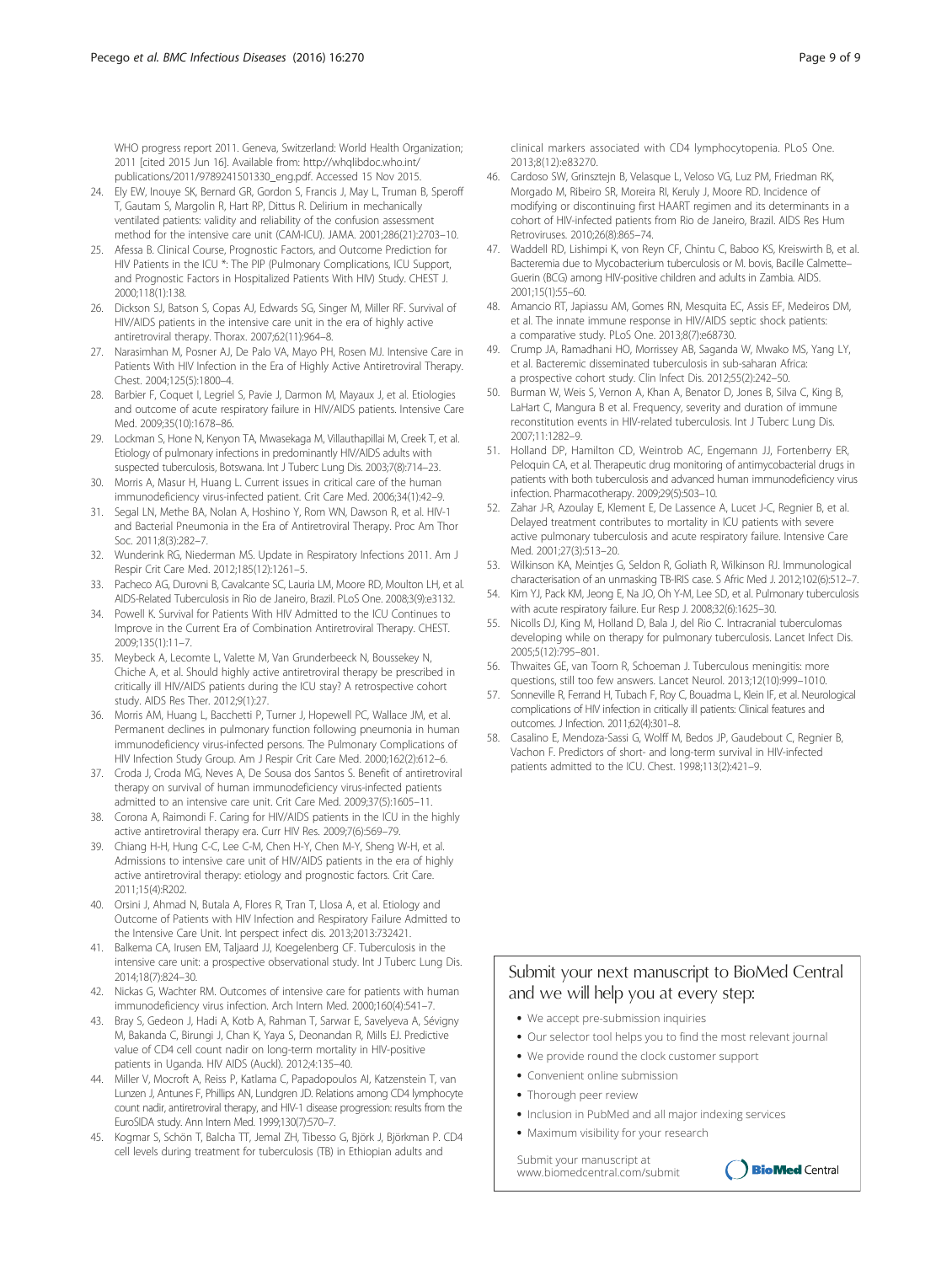WHO progress report 2011. Geneva, Switzerland: World Health Organization; 2011 [cited 2015 Jun 16]. Available from: http://whqlibdoc.who.int/publications/2011/9789241501330_eng.pdf. Accessed 15 Nov 2015.

24. Ely EW, Inouye SK, Bernard GR, Gordon S, Francis J, May L, Truman B, Speroff T, Gautam S, Margolin R, Hart RP, Dittus R. Delirium in mechanically ventilated patients: validity and reliability of the confusion assessment method for the intensive care unit (CAM-ICU). JAMA. 2001;286(21):2703–10.
25. Afessa B. Clinical Course, Prognostic Factors, and Outcome Prediction for HIV Patients in the ICU *: The PIP (Pulmonary Complications, ICU Support, and Prognostic Factors in Hospitalized Patients With HIV) Study. CHEST J. 2000;118(1):138.
26. Dickson SJ, Batson S, Copas AJ, Edwards SG, Singer M, Miller RF. Survival of HIV/AIDS patients in the intensive care unit in the era of highly active antiretroviral therapy. Thorax. 2007;62(11):964–8.
27. Narasimhan M, Posner AJ, De Palo VA, Mayo PH, Rosen MJ. Intensive Care in Patients With HIV Infection in the Era of Highly Active Antiretroviral Therapy. Chest. 2004;125(5):1800–4.
28. Barbier F, Coquet I, Legriel S, Pavie J, Darmon M, Mayaux J, et al. Etiologies and outcome of acute respiratory failure in HIV/AIDS patients. Intensive Care Med. 2009;35(10):1678–86.
29. Lockman S, Hone N, Kenyon TA, Mwasekaga M, Villauthapillai M, Creek T, et al. Etiology of pulmonary infections in predominantly HIV/AIDS adults with suspected tuberculosis, Botswana. Int J Tuberc Lung Dis. 2003;7(8):714–23.
30. Morris A, Masur H, Huang L. Current issues in critical care of the human immunodeficiency virus-infected patient. Crit Care Med. 2006;34(1):42–9.
31. Segal LN, Methe BA, Nolan A, Hoshino Y, Rom WN, Dawson R, et al. HIV-1 and Bacterial Pneumonia in the Era of Antiretroviral Therapy. Proc Am Thor Soc. 2011;8(3):282–7.
32. Wunderink RG, Niederman MS. Update in Respiratory Infections 2011. Am J Respir Crit Care Med. 2012;185(12):1261–5.
33. Pacheco AG, Durovni B, Cavalcante SC, Lauria LM, Moore RD, Moulton LH, et al. AIDS-Related Tuberculosis in Rio de Janeiro, Brazil. PLoS One. 2008;3(9):e3132.
34. Powell K. Survival for Patients With HIV Admitted to the ICU Continues to Improve in the Current Era of Combination Antiretroviral Therapy. CHEST. 2009;135(1):11–7.
35. Meybeck A, Lecomte L, Valette M, Van Grunderbeeck N, Boussekey N, Chiche A, et al. Should highly active antiretroviral therapy be prescribed in critically ill HIV/AIDS patients during the ICU stay? A retrospective cohort study. AIDS Res Ther. 2012;9(1):27.
36. Morris AM, Huang L, Bacchetti P, Turner J, Hopewell PC, Wallace JM, et al. Permanent declines in pulmonary function following pneumonia in human immunodeficiency virus-infected persons. The Pulmonary Complications of HIV Infection Study Group. Am J Respir Crit Care Med. 2000;162(2):612–6.
37. Croda J, Croda MG, Neves A, De Sousa dos Santos S. Benefit of antiretroviral therapy on survival of human immunodeficiency virus-infected patients admitted to an intensive care unit. Crit Care Med. 2009;37(5):1605–11.
38. Corona A, Raimondi F. Caring for HIV/AIDS patients in the ICU in the highly active antiretroviral therapy era. Curr HIV Res. 2009;7(6):569–79.
39. Chiang H-H, Hung C-C, Lee C-M, Chen H-Y, Chen M-Y, Sheng W-H, et al. Admissions to intensive care unit of HIV/AIDS patients in the era of highly antiretroviral therapy: etiology and prognostic factors. Crit Care. 2011;15(4):R202.
40. Orsini J, Ahmad N, Butala A, Flores R, Tran T, Llosa A, et al. Etiology and Outcome of Patients with HIV Infection and Respiratory Failure Admitted to the Intensive Care Unit. Int perspect infect dis. 2013;2013:732421.
41. Balkema CA, Irusen EM, Taljaard JJ, Koegelenberg CF. Tuberculosis in the intensive care unit: a prospective observational study. Int J Tuberc Lung Dis. 2014;18(7):824–30.
42. Nickas G, Wachter RM. Outcomes of intensive care for patients with human immunodeficiency virus infection. Arch Intern Med. 2000;160(4):541–7.
43. Bray S, Gedeon J, Hadi A, Kotb A, Rahman T, Sarwar E, Savelyeva A, Sévigny M, Bakanda C, Birungi J, Chan K, Yaya S, Deonandan R, Mills EJ. Predictive value of CD4 cell count nadir on long-term mortality in HIV-positive patients in Uganda. HIV AIDS (Auckl). 2012;4:135–40.
44. Miller V, Mocroft A, Reiss P, Katlama C, Papadopoulos AI, Katzenstein T, van Lunzen J, Antunes F, Phillips AN, Lundgren JD. Relations among CD4 lymphocyte count nadir, antiretroviral therapy, and HIV-1 disease progression: results from the EuroSIDA study. Ann Intern Med. 1999;130(7):570–7.
45. Kogmar S, Schön T, Balcha TT, Jemal ZH, Tibesso G, Björk J, Björkman P. CD4 cell levels during treatment for tuberculosis (TB) in Ethiopian adults and clinical markers associated with CD4 lymphocytopenia. PLoS One. 2013;8(12):e83270.
46. Cardoso SW, Grinsztejn B, Velasque L, Veloso VG, Luz PM, Friedman RK, Morgado M, Ribeiro SR, Moreira RI, Keruly J, Moore RD. Incidence of modifying or discontinuing first HAART regimen and its determinants in a cohort of HIV-infected patients from Rio de Janeiro, Brazil. AIDS Res Hum Retroviruses. 2010;26(8):865–74.
47. Waddell RD, Lishimpi K, von Reyn CF, Chintu C, Baboo KS, Kreiswirth B, et al. Bacteremia due to Mycobacterium tuberculosis or M. bovis, Bacille Calmette–Guerin (BCG) among HIV-positive children and adults in Zambia. AIDS. 2001;15(1):55–60.
48. Amancio RT, Japiassu AM, Gomes RN, Mesquita EC, Assis EF, Medeiros DM, et al. The innate immune response in HIV/AIDS septic shock patients: a comparative study. PLoS One. 2013;8(7):e68730.
49. Crump JA, Ramadhani HO, Morrissey AB, Saganda W, Mwako MS, Yang LY, et al. Bacteremic disseminated tuberculosis in sub-saharan Africa: a prospective cohort study. Clin Infect Dis. 2012;55(2):242–50.
50. Burman W, Weis S, Vernon A, Khan A, Benator D, Jones B, Silva C, King B, LaHart C, Mangura B et al. Frequency, severity and duration of immune reconstitution events in HIV-related tuberculosis. Int J Tuberc Lung Dis. 2007;11:1282–9.
51. Holland DP, Hamilton CD, Weintrob AC, Engemann JJ, Fortenberry ER, Peloquin CA, et al. Therapeutic drug monitoring of antimycobacterial drugs in patients with both tuberculosis and advanced human immunodeficiency virus infection. Pharmacotherapy. 2009;29(5):503–10.
52. Zahar J-R, Azoulay E, Klement E, De Lassence A, Lucet J-C, Regnier B, et al. Delayed treatment contributes to mortality in ICU patients with severe active pulmonary tuberculosis and acute respiratory failure. Intensive Care Med. 2001;27(3):513–20.
53. Wilkinson KA, Meintjes G, Seldon R, Goliath R, Wilkinson RJ. Immunological characterisation of an unmasking TB-IRIS case. S Afric Med J. 2012;102(6):512–7.
54. Kim YJ, Pack KM, Jeong E, Na JO, Oh Y-M, Lee SD, et al. Pulmonary tuberculosis with acute respiratory failure. Eur Resp J. 2008;32(6):1625–30.
55. Nicolls DJ, King M, Holland D, Bala J, del Rio C. Intracranial tuberculomas developing while on therapy for pulmonary tuberculosis. Lancet Infect Dis. 2005;5(12):795–801.
56. Thwaites GE, van Toorn R, Schoeman J. Tuberculous meningitis: more questions, still too few answers. Lancet Neurol. 2013;12(10):999–1010.
57. Sonneville R, Ferrand H, Tubach F, Roy C, Bouadma L, Klein IF, et al. Neurological complications of HIV infection in critically ill patients: Clinical features and outcomes. J Infection. 2011;62(4):301–8.
58. Casalino E, Mendoza-Sassi G, Wolff M, Bedos JP, Gaudebout C, Regnier B, Vachon F. Predictors of short- and long-term survival in HIV-infected patients admitted to the ICU. Chest. 1998;113(2):421–9.

## Submit your next manuscript to BioMed Central and we will help you at every step:

- We accept pre-submission inquiries
- Our selector tool helps you to find the most relevant journal
- We provide round the clock customer support
- Convenient online submission
- Thorough peer review
- Inclusion in PubMed and all major indexing services
- Maximum visibility for your research

Submit your manuscript at www.biomedcentral.com/submit

BioMed Central